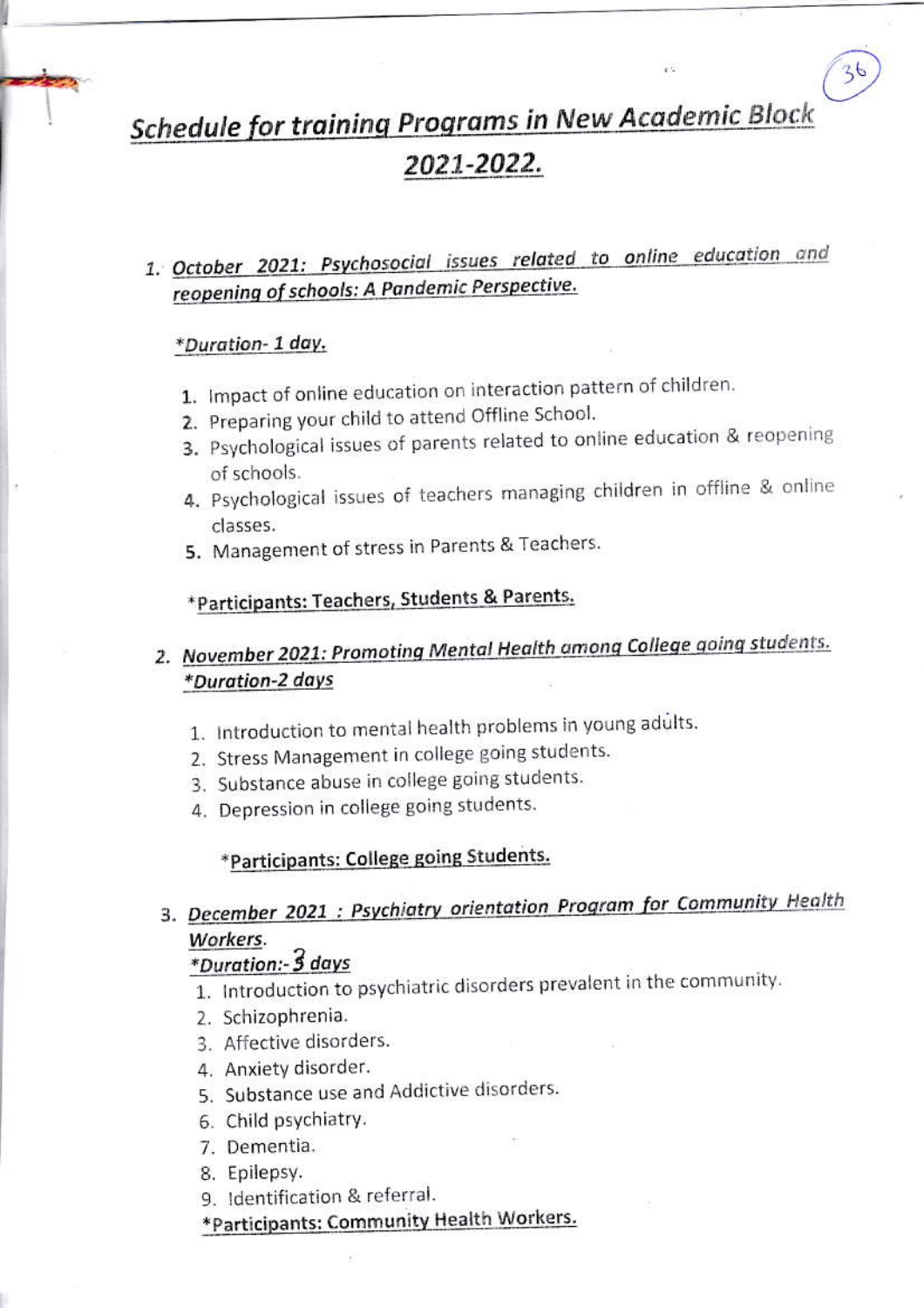# *Schedule for training Programs in New Academic Block 2021-2022.*

1. *October 2021: Psychosocial issues related to online education and reopening of schools: A Pandemic Perspective.*

   *\*Duration- 1 day.*

   1. Impact of online education on interaction pattern of children.
   2. Preparing your child to attend Offline School.
   3. Psychological issues of parents related to online education & reopening of schools.
   4. Psychological issues of teachers managing children in offline & online classes.
   5. Management of stress in Parents & Teachers.

   **\*Participants: Teachers, Students & Parents.**

2. *November 2021: Promoting Mental Health among College going students.*
   ***\*Duration-2 days***

   1. Introduction to mental health problems in young adults.
   2. Stress Management in college going students.
   3. Substance abuse in college going students.
   4. Depression in college going students.

   **\*Participants: College going Students.**

3. *December 2021 : Psychiatry orientation Program for Community Health Workers.*
   *\*Duration:- 3 days*

   1. Introduction to psychiatric disorders prevalent in the community.
   2. Schizophrenia.
   3. Affective disorders.
   4. Anxiety disorder.
   5. Substance use and Addictive disorders.
   6. Child psychiatry.
   7. Dementia.
   8. Epilepsy.
   9. Identification & referral.

   **\*Participants: Community Health Workers.**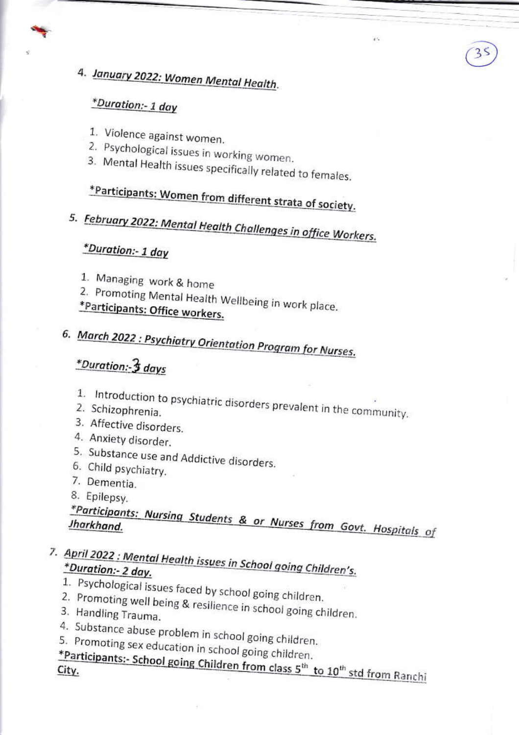4. ***January 2022: Women Mental Health.***

   ***\*Duration:- 1 day***

   1. Violence against women.
   2. Psychological issues in working women.
   3. Mental Health issues specifically related to females.

   **\*Participants: Women from different strata of society.**

5. ***February 2022: Mental Health Challenges in office Workers.***

   ***\*Duration:- 1 day***

   1. Managing work & home
   2. Promoting Mental Health Wellbeing in work place.

   **\*Participants: Office workers.**

6. ***March 2022 : Psychiatry Orientation Program for Nurses.***

   ***\*Duration:- 3 days***

   1. Introduction to psychiatric disorders prevalent in the community.
   2. Schizophrenia.
   3. Affective disorders.
   4. Anxiety disorder.
   5. Substance use and Addictive disorders.
   6. Child psychiatry.
   7. Dementia.
   8. Epilepsy.

   ***\*Participants: Nursing Students & or Nurses from Govt. Hospitals of Jharkhand.***

7. ***April 2022 : Mental Health issues in School going Children's.***

   ***\*Duration:- 2 day.***

   1. Psychological issues faced by school going children.
   2. Promoting well being & resilience in school going children.
   3. Handling Trauma.
   4. Substance abuse problem in school going children.
   5. Promoting sex education in school going children.

   **\*Participants:- School going Children from class 5th to 10th std from Ranchi City.**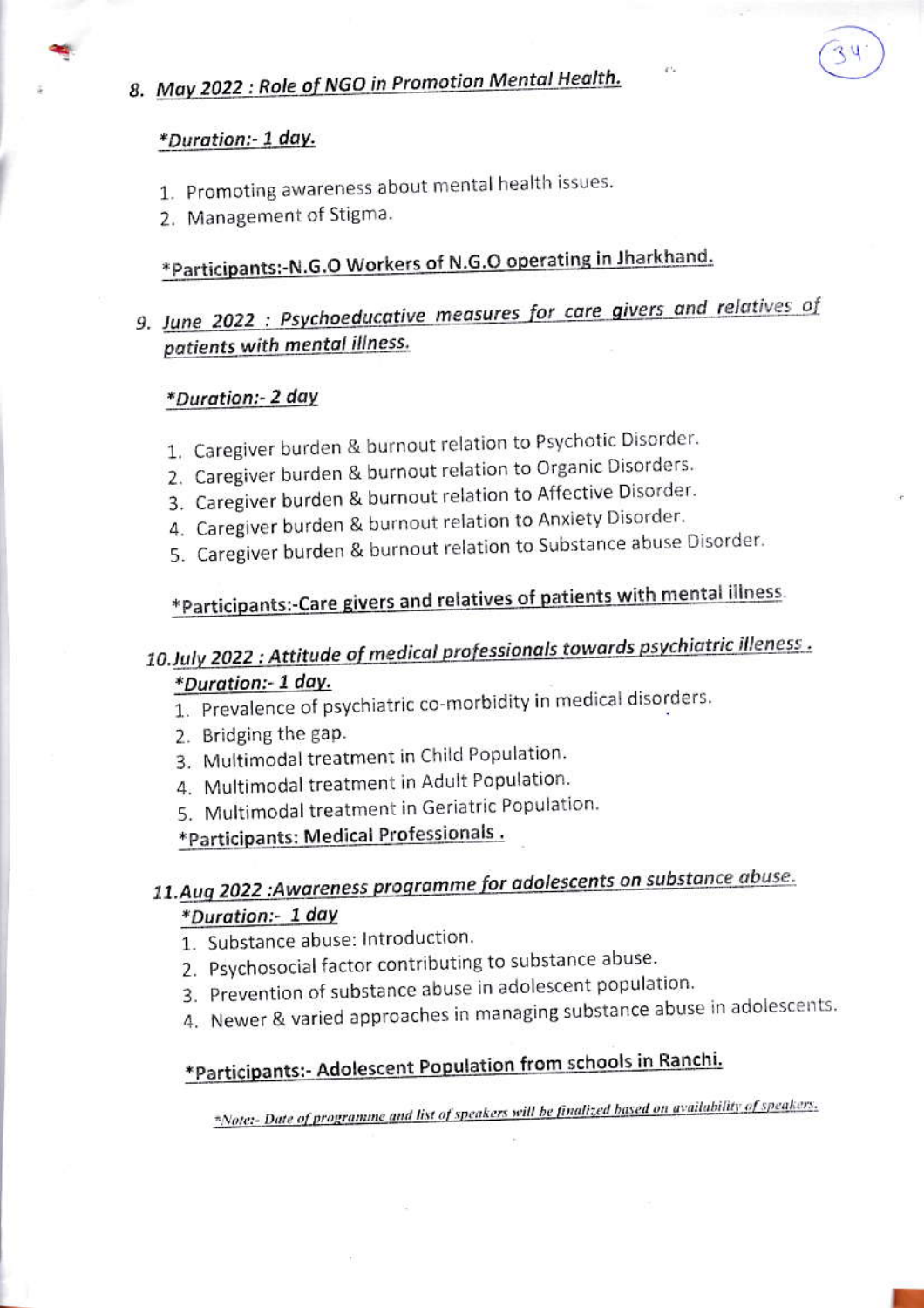8. ***May 2022 : Role of NGO in Promotion Mental Health.***

***Duration:- 1 day.***

1. Promoting awareness about mental health issues.
2. Management of Stigma.

***Participants:-N.G.O Workers of N.G.O operating in Jharkhand.**

9. ***June 2022 : Psychoeducative measures for care givers and relatives of patients with mental illness.***

***Duration:- 2 day***

1. Caregiver burden & burnout relation to Psychotic Disorder.
2. Caregiver burden & burnout relation to Organic Disorders.
3. Caregiver burden & burnout relation to Affective Disorder.
4. Caregiver burden & burnout relation to Anxiety Disorder.
5. Caregiver burden & burnout relation to Substance abuse Disorder.

***Participants:-Care givers and relatives of patients with mental illness.**

10. ***July 2022 : Attitude of medical professionals towards psychiatric illeness .***

***Duration:- 1 day.***

1. Prevalence of psychiatric co-morbidity in medical disorders.
2. Bridging the gap.
3. Multimodal treatment in Child Population.
4. Multimodal treatment in Adult Population.
5. Multimodal treatment in Geriatric Population.

***Participants: Medical Professionals .**

11. ***Aug 2022 :Awareness programme for adolescents on substance abuse.***

***Duration:- 1 day***

1. Substance abuse: Introduction.
2. Psychosocial factor contributing to substance abuse.
3. Prevention of substance abuse in adolescent population.
4. Newer & varied approaches in managing substance abuse in adolescents.

***Participants:- Adolescent Population from schools in Ranchi.**

**Note:- Date of programme and list of speakers will be finalized based on availability of speakers.*